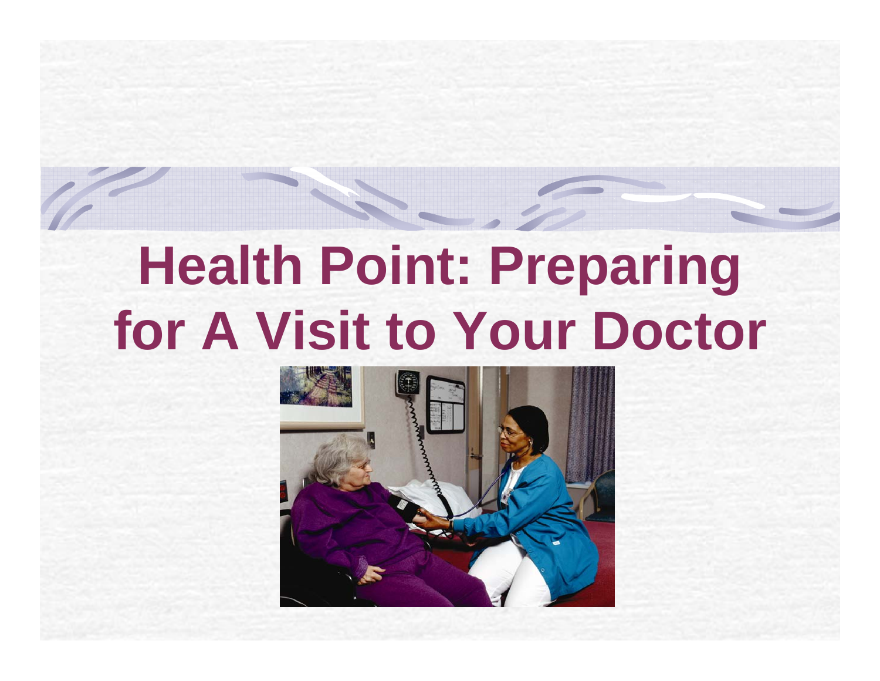# Health Point: Preparing for A Visit to Your Doctor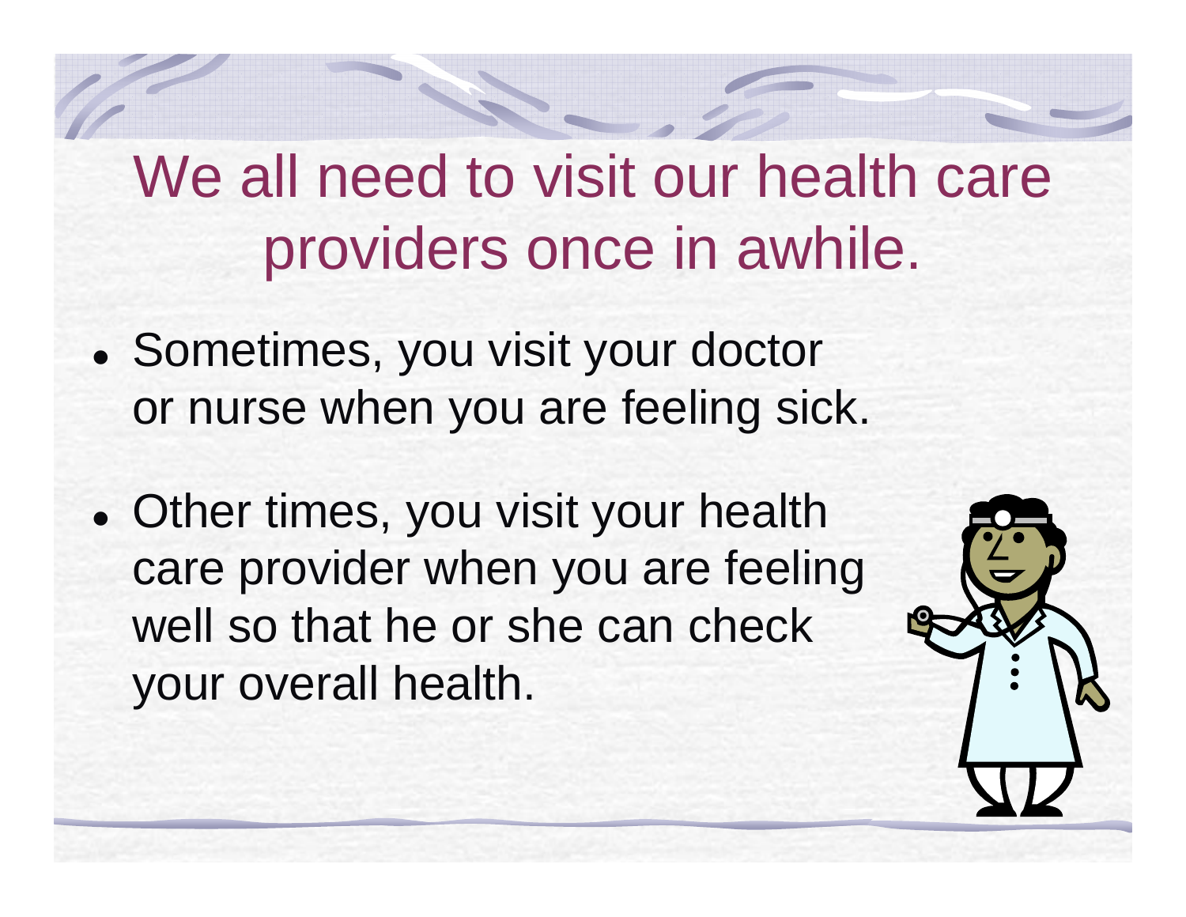# We all need to visit our health care providers once in awhile.

- Sometimes, you visit your doctor or nurse when you are feeling sick.
- Other times, you visit your health care provider when you are feeling well so that he or she can check your overall health.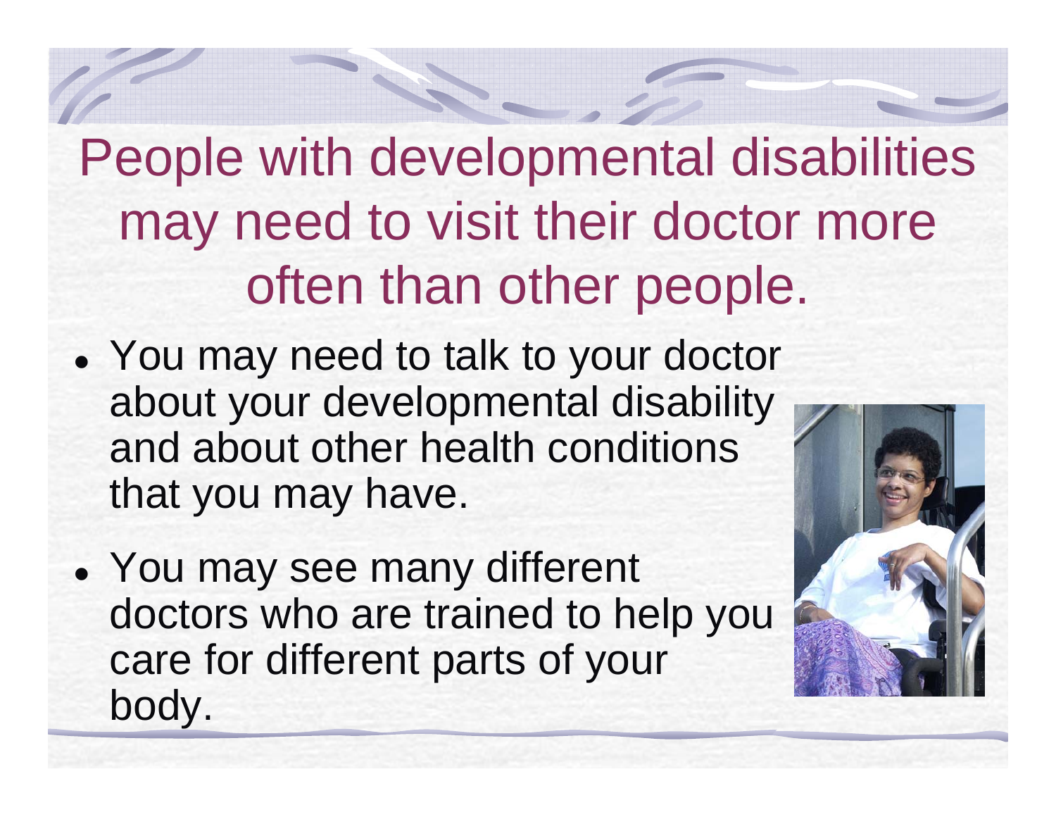# People with developmental disabilities may need to visit their doctor more often than other people.

- You may need to talk to your doctor about your developmental disability and about other health conditions that you may have.
- You may see many different doctors who are trained to help you care for different parts of your body.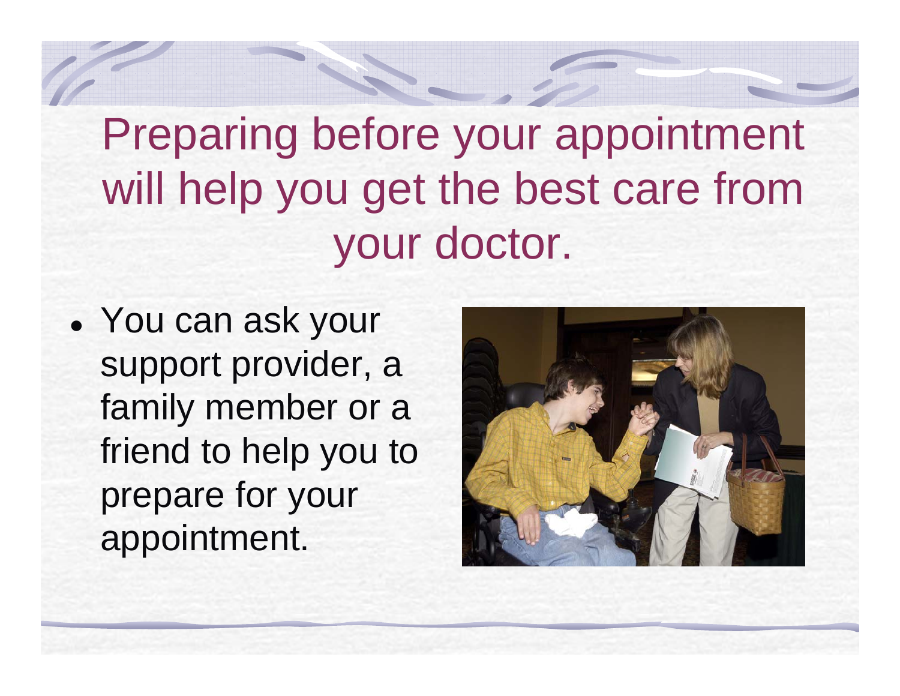# Preparing before your appointment will help you get the best care from your doctor.

- You can ask your support provider, a family member or a friend to help you to prepare for your appointment.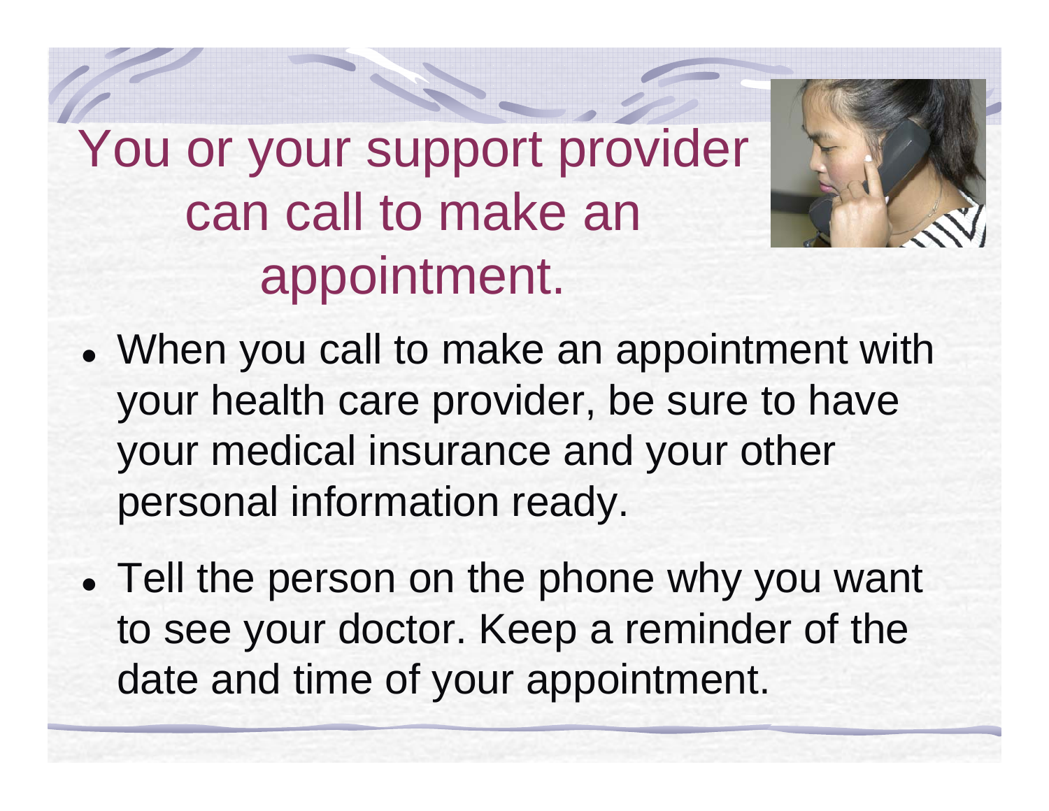# You or your support provider can call to make an appointment.

- When you call to make an appointment with your health care provider, be sure to have your medical insurance and your other personal information ready.
- Tell the person on the phone why you want to see your doctor. Keep a reminder of the date and time of your appointment.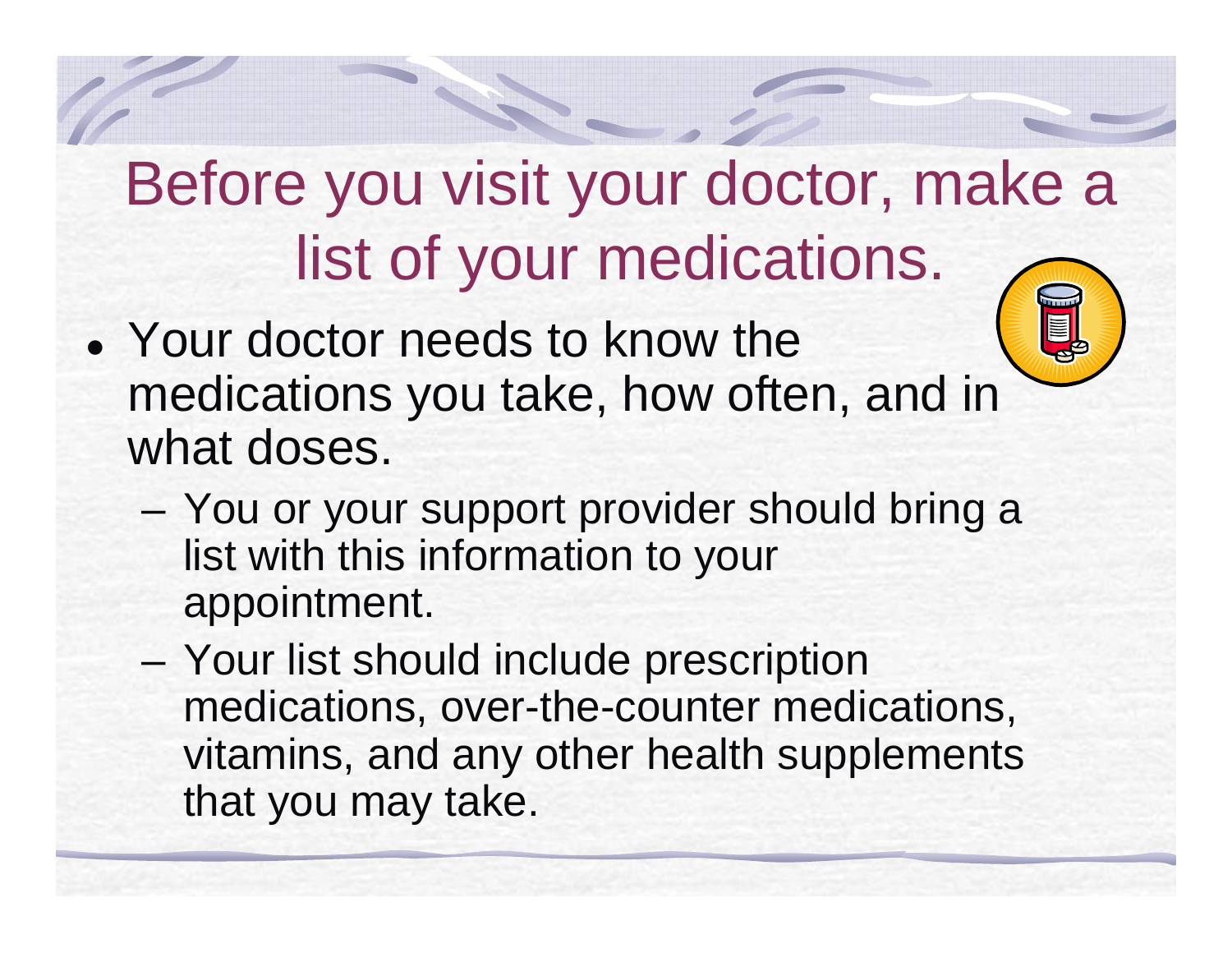# Before you visit your doctor, make a list of your medications.

- Your doctor needs to know the medications you take, how often, and in what doses.
  - You or your support provider should bring a list with this information to your appointment.
  - Your list should include prescription medications, over-the-counter medications, vitamins, and any other health supplements that you may take.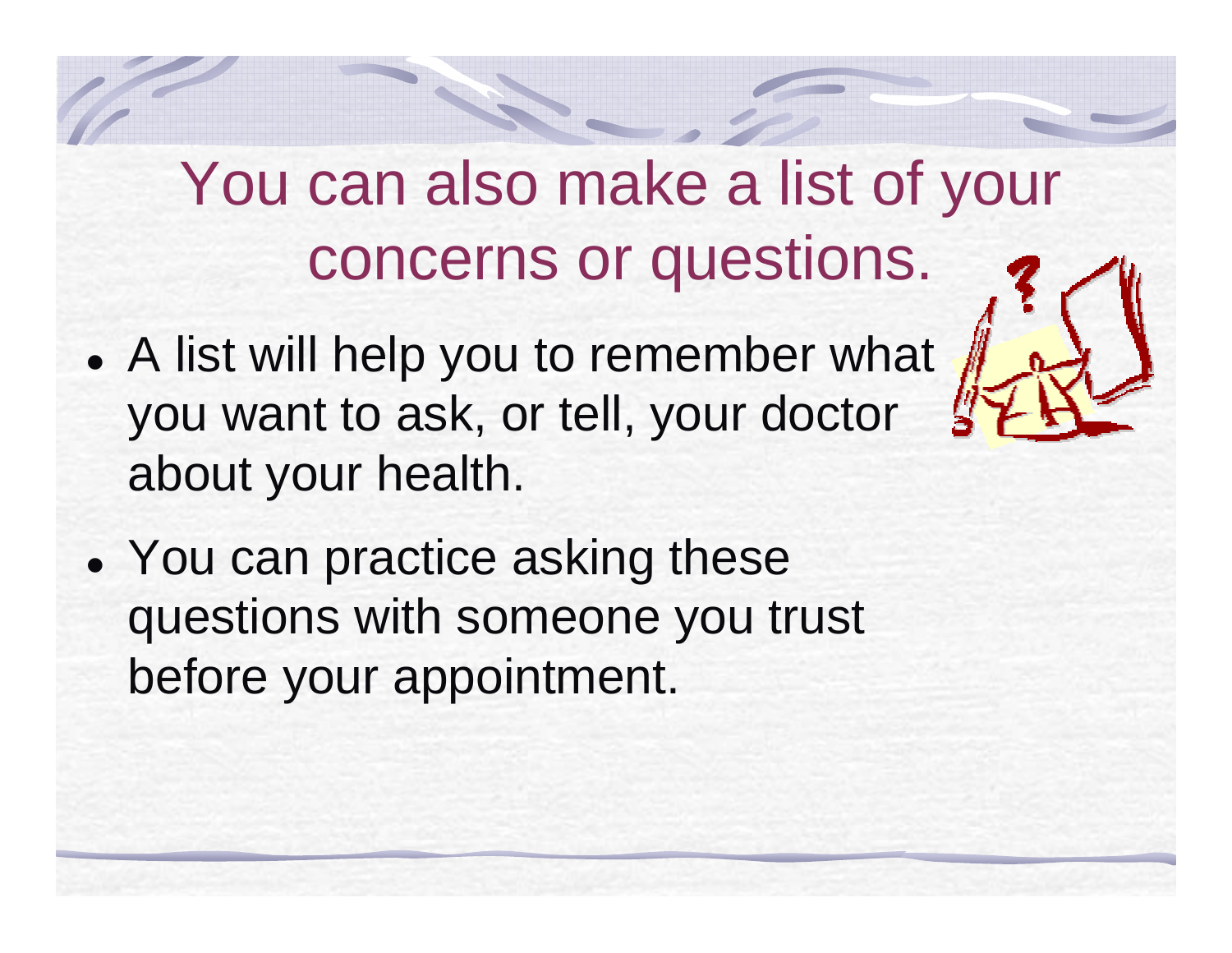# You can also make a list of your concerns or questions.

- A list will help you to remember what you want to ask, or tell, your doctor about your health.
- You can practice asking these questions with someone you trust before your appointment.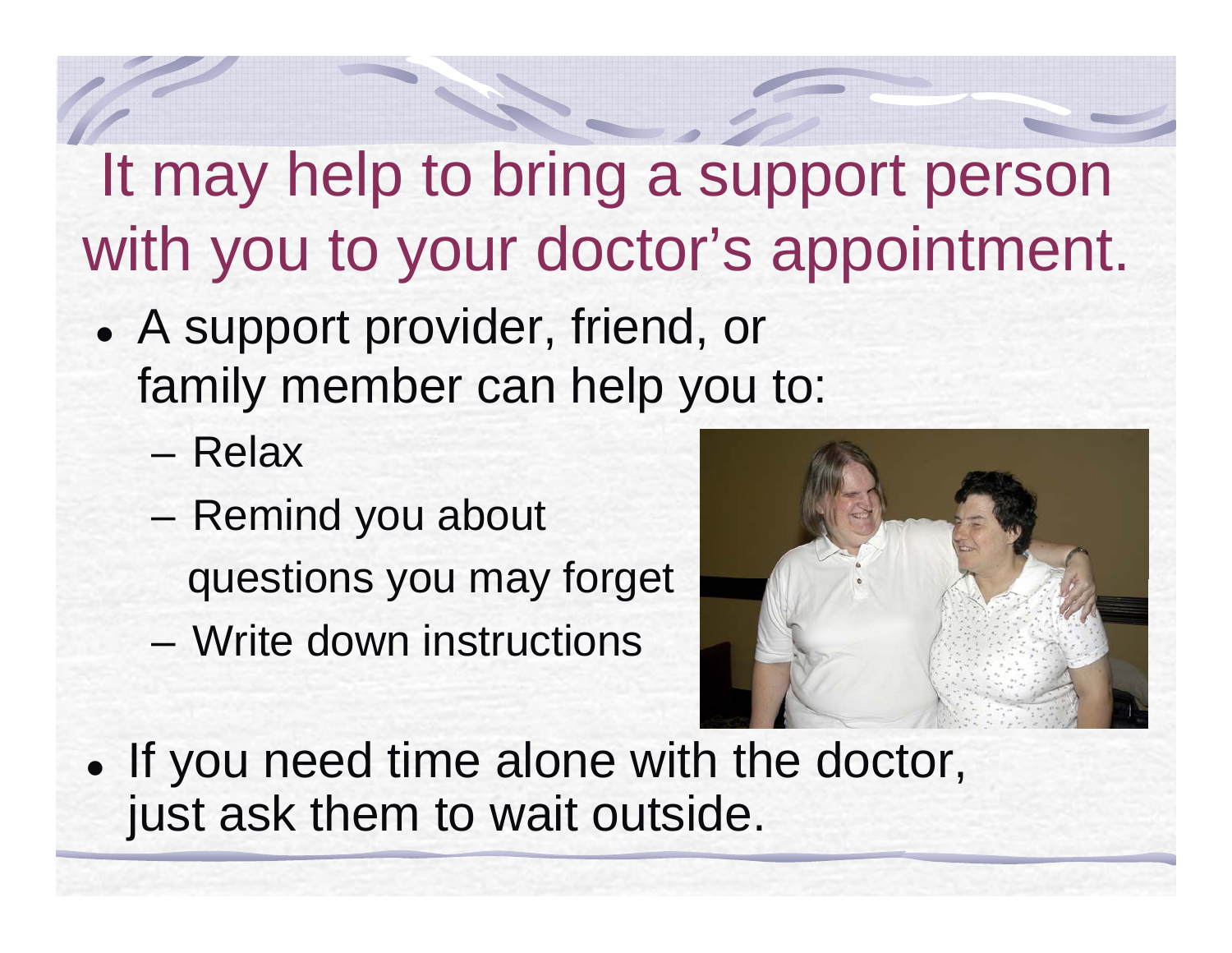# It may help to bring a support person with you to your doctor's appointment.

- A support provider, friend, or family member can help you to:
  - Relax
  - Remind you about questions you may forget
  - Write down instructions
- If you need time alone with the doctor, just ask them to wait outside.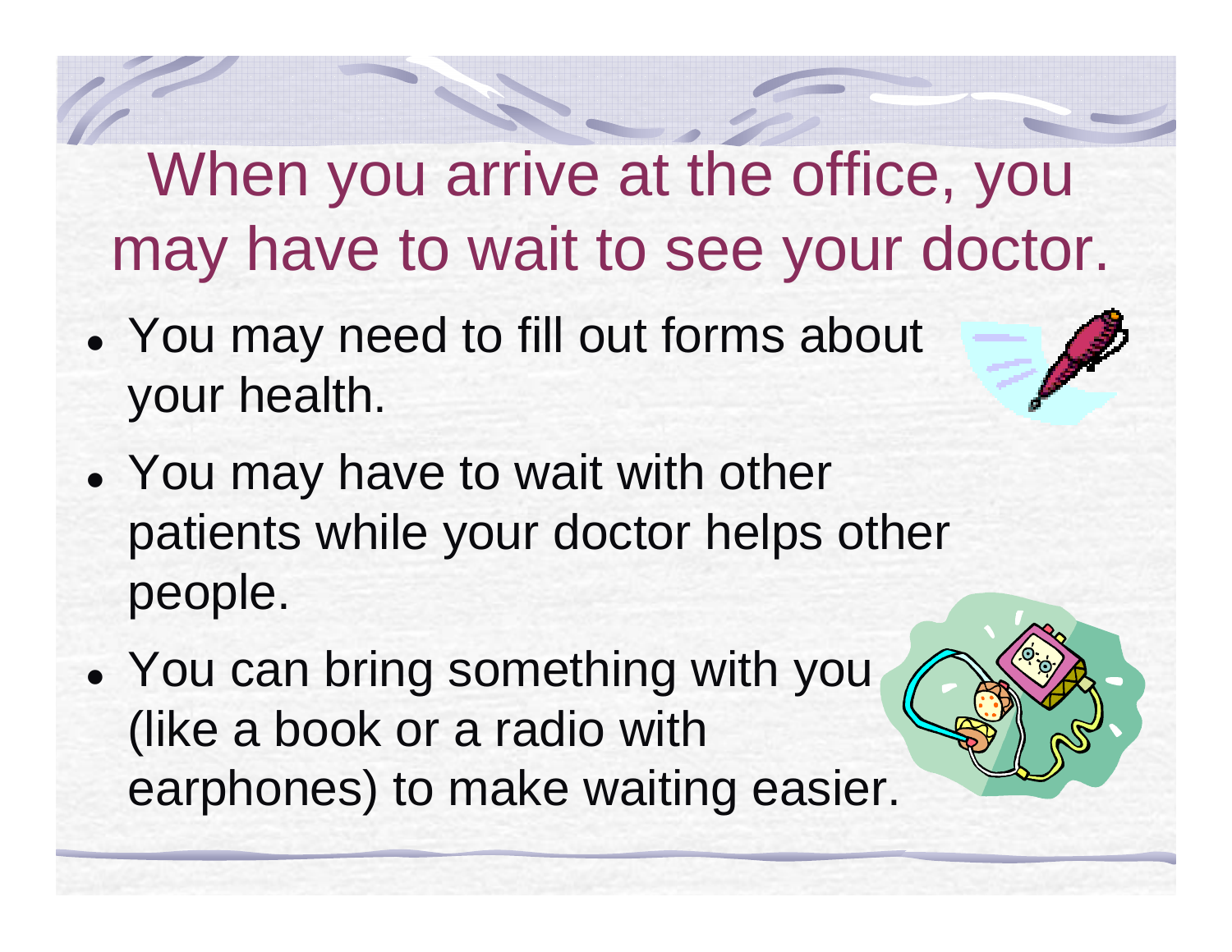# When you arrive at the office, you may have to wait to see your doctor.

- You may need to fill out forms about your health.
- You may have to wait with other patients while your doctor helps other people.
- You can bring something with you (like a book or a radio with earphones) to make waiting easier.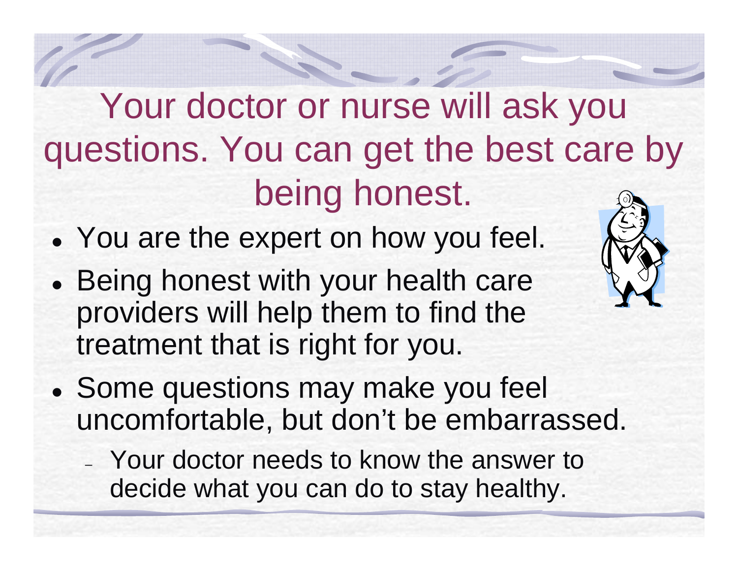# Your doctor or nurse will ask you questions. You can get the best care by being honest.

- You are the expert on how you feel.
- Being honest with your health care providers will help them to find the treatment that is right for you.
- Some questions may make you feel uncomfortable, but don't be embarrassed.
  - Your doctor needs to know the answer to decide what you can do to stay healthy.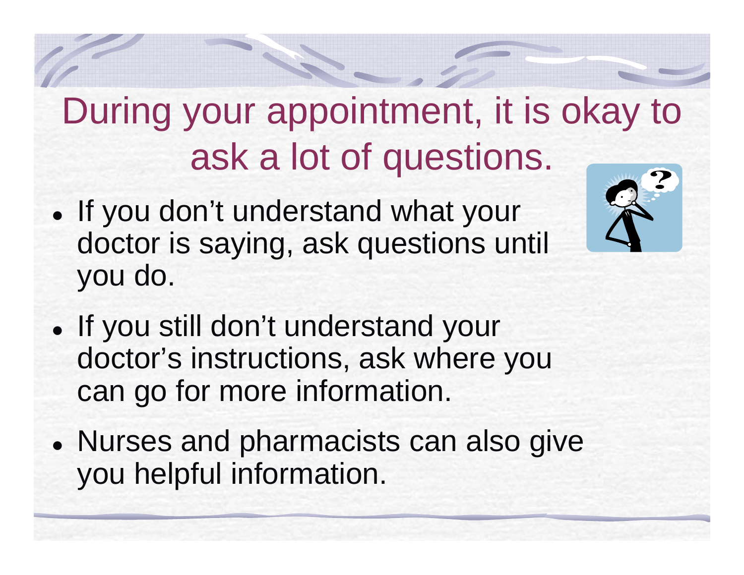# During your appointment, it is okay to ask a lot of questions.

- If you don't understand what your doctor is saying, ask questions until you do.
- If you still don't understand your doctor's instructions, ask where you can go for more information.
- Nurses and pharmacists can also give you helpful information.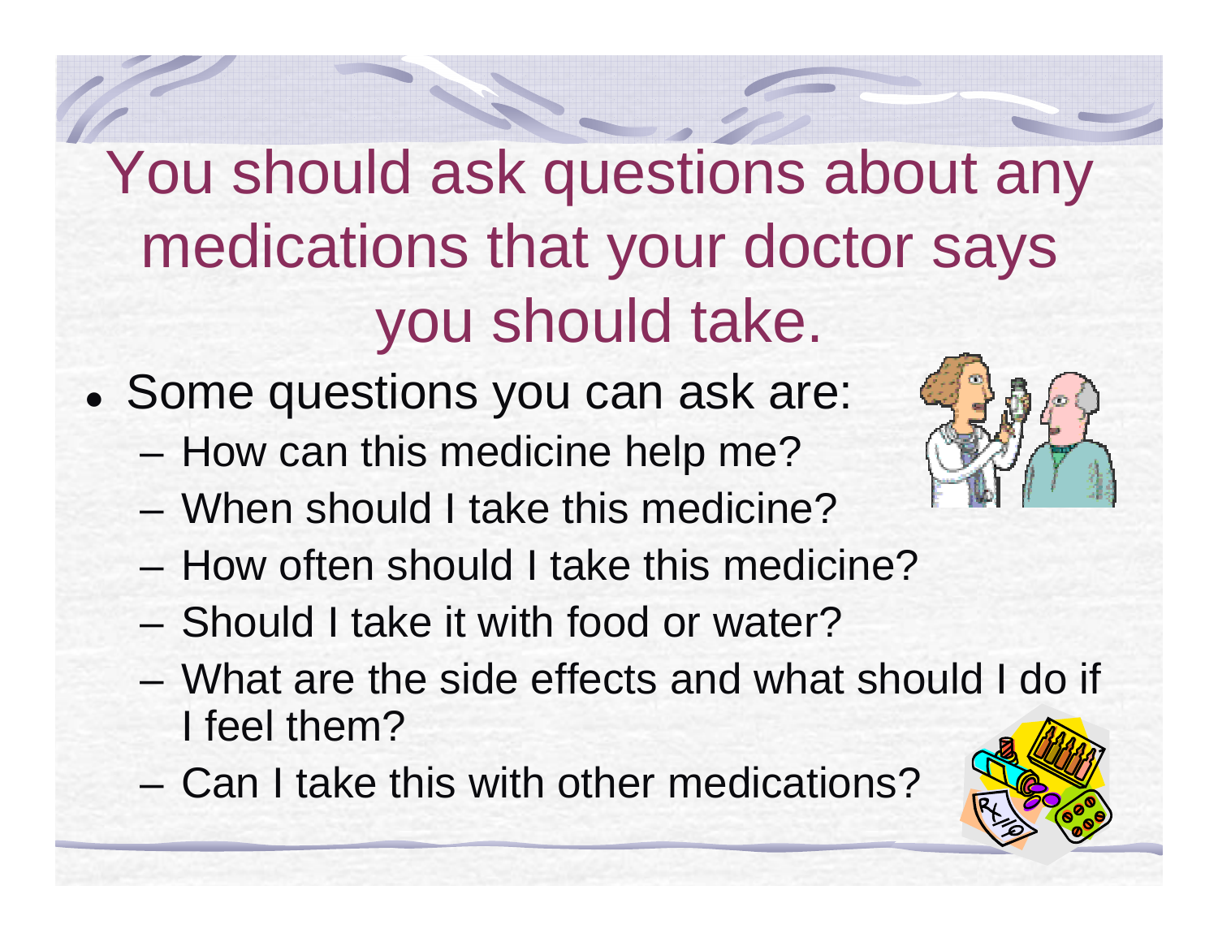# You should ask questions about any medications that your doctor says you should take.

- Some questions you can ask are:
  - How can this medicine help me?
  - When should I take this medicine?
  - How often should I take this medicine?
  - Should I take it with food or water?
  - What are the side effects and what should I do if I feel them?
  - Can I take this with other medications?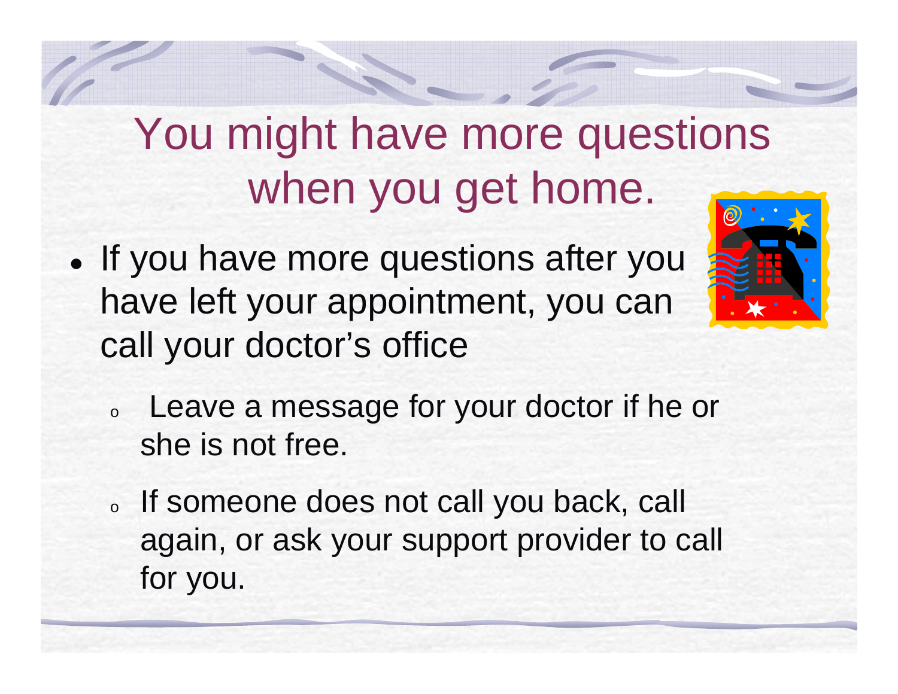# You might have more questions when you get home.

- If you have more questions after you have left your appointment, you can call your doctor's office
  - Leave a message for your doctor if he or she is not free.
  - If someone does not call you back, call again, or ask your support provider to call for you.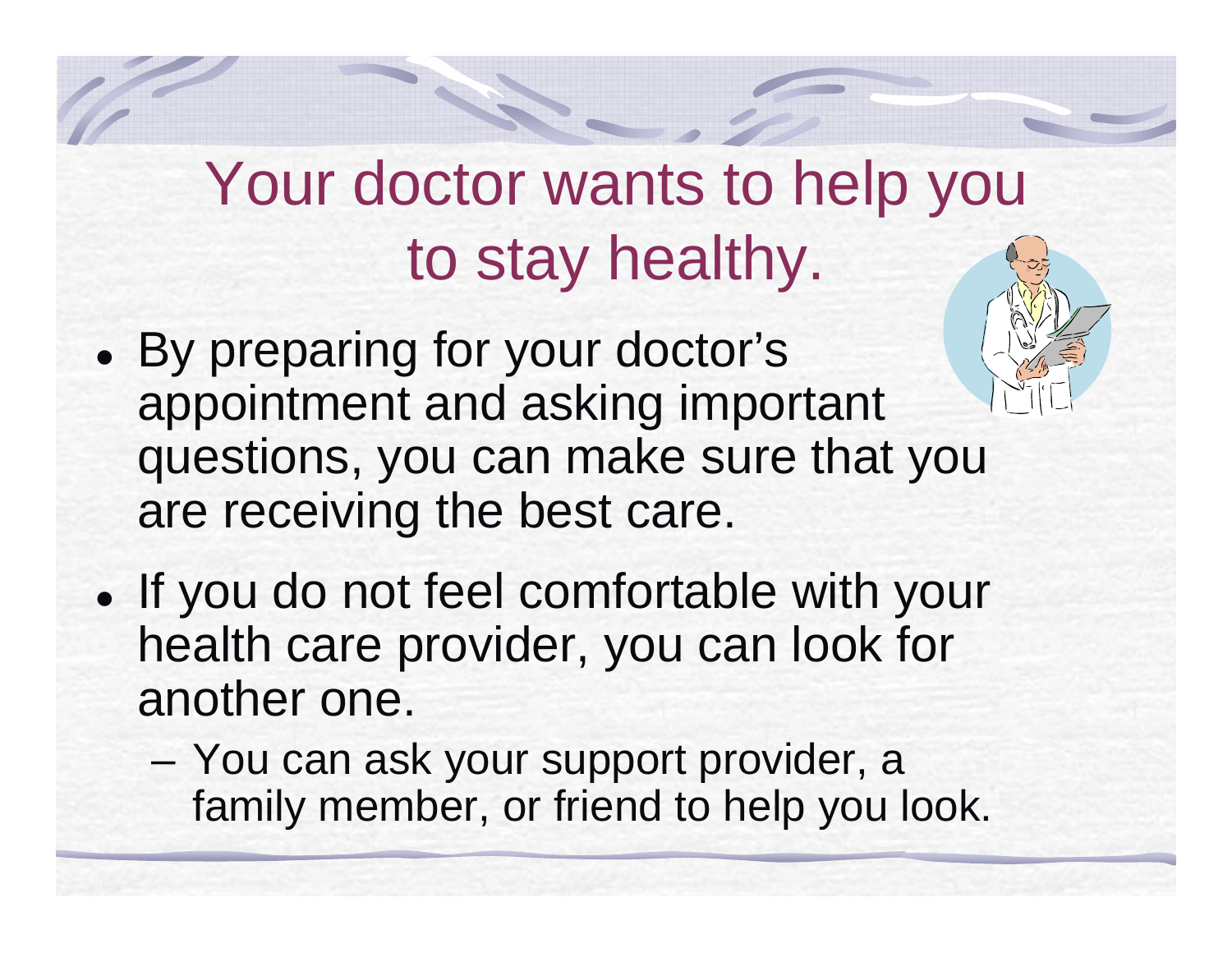# Your doctor wants to help you to stay healthy.

- By preparing for your doctor's appointment and asking important questions, you can make sure that you are receiving the best care.
- If you do not feel comfortable with your health care provider, you can look for another one.
  - You can ask your support provider, a family member, or friend to help you look.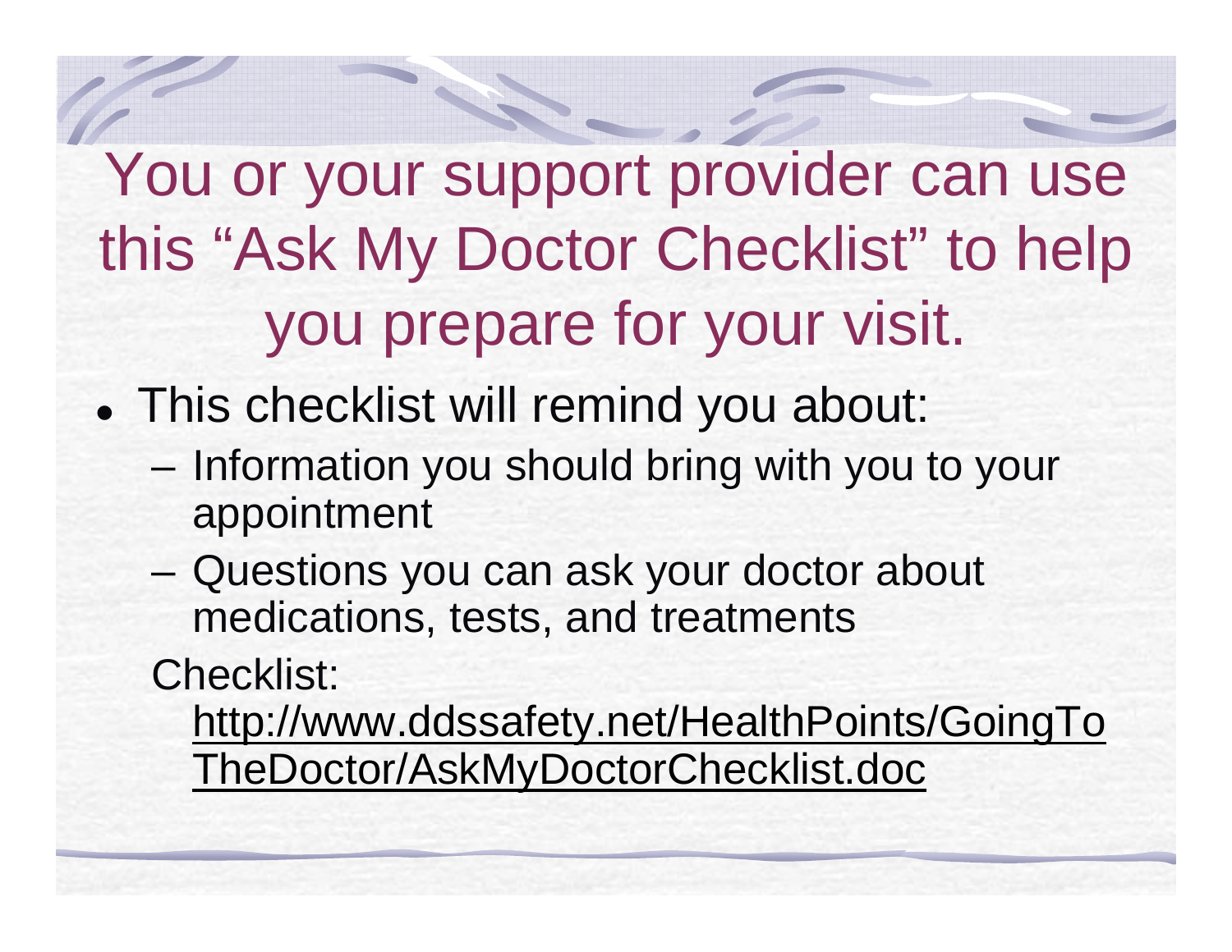# You or your support provider can use this "Ask My Doctor Checklist" to help you prepare for your visit.

- This checklist will remind you about:
  - Information you should bring with you to your appointment
  - Questions you can ask your doctor about medications, tests, and treatments

  Checklist: http://www.ddssafety.net/HealthPoints/GoingToTheDoctor/AskMyDoctorChecklist.doc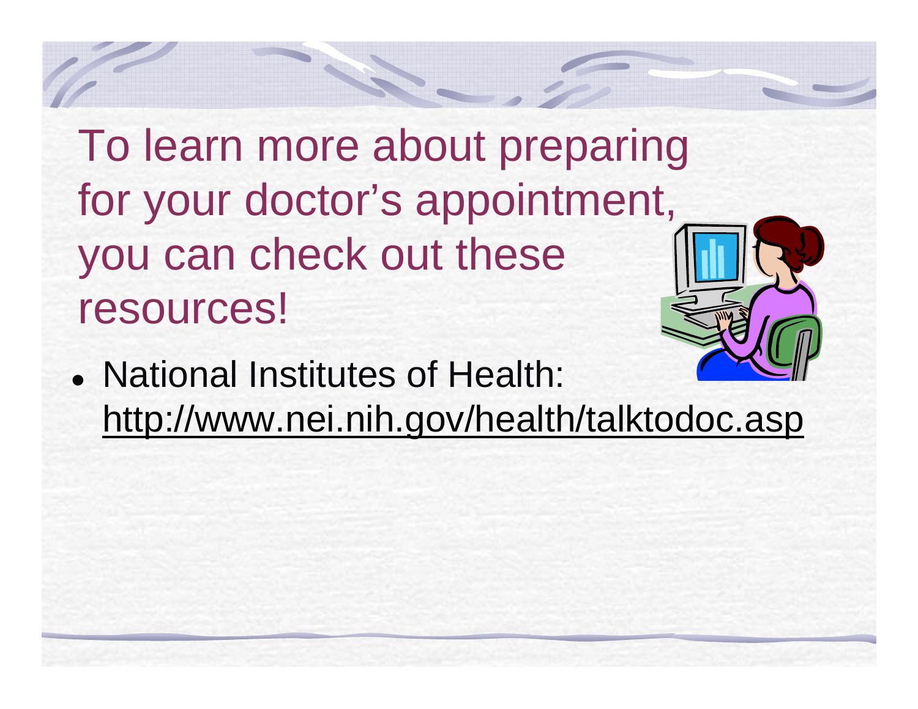# To learn more about preparing for your doctor's appointment, you can check out these resources!

- National Institutes of Health: http://www.nei.nih.gov/health/talktodoc.asp